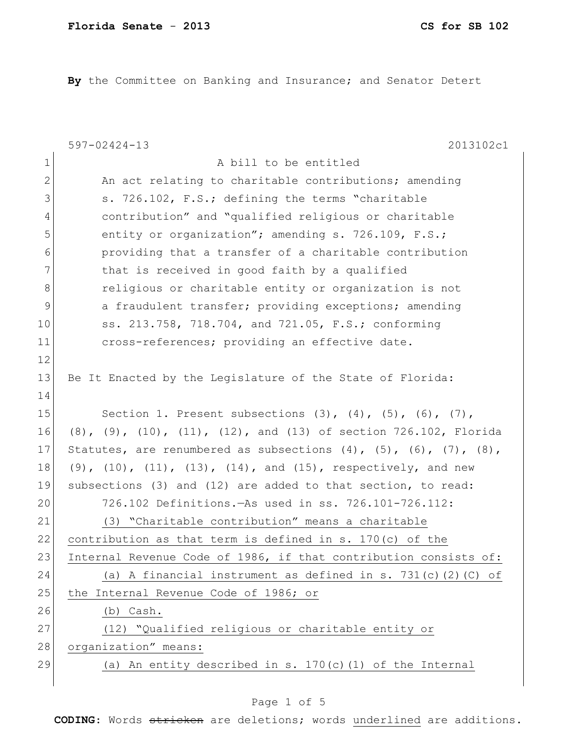**By** the Committee on Banking and Insurance; and Senator Detert

597-02424-13 2013102c1

A bill to be entitled

An act relating to charitable contributions; amending s. 726.102, F.S.; defining the terms "charitable contribution" and "qualified religious or charitable entity or organization"; amending s. 726.109, F.S.; providing that a transfer of a charitable contribution that is received in good faith by a qualified religious or charitable entity or organization is not a fraudulent transfer; providing exceptions; amending ss. 213.758, 718.704, and 721.05, F.S.; conforming cross-references; providing an effective date.

Be It Enacted by the Legislature of the State of Florida:

Section 1. Present subsections (3), (4), (5), (6), (7), (8), (9), (10), (11), (12), and (13) of section 726.102, Florida Statutes, are renumbered as subsections (4), (5), (6), (7), (8), (9), (10), (11), (13), (14), and (15), respectively, and new subsections (3) and (12) are added to that section, to read:

726.102 Definitions.—As used in ss. 726.101-726.112:

<u>(3) "Charitable contribution" means a charitable contribution as that term is defined in s. 170(c) of the Internal Revenue Code of 1986, if that contribution consists of:</u>

<u>(a) A financial instrument as defined in s. 731(c)(2)(C) of the Internal Revenue Code of 1986; or</u>

<u>(b) Cash.</u>

<u>(12) "Qualified religious or charitable entity or organization" means:</u>

<u>(a) An entity described in s. 170(c)(1) of the Internal</u>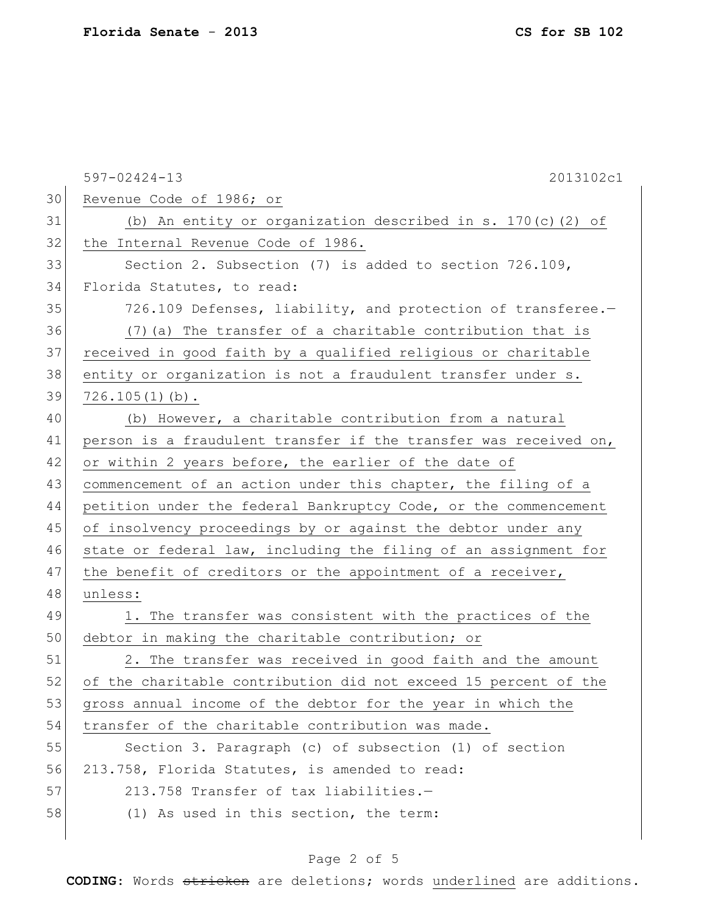Revenue Code of 1986; or

(b) An entity or organization described in s. 170(c)(2) of the Internal Revenue Code of 1986.

Section 2. Subsection (7) is added to section 726.109, Florida Statutes, to read:

726.109 Defenses, liability, and protection of transferee.—

(7)(a) The transfer of a charitable contribution that is received in good faith by a qualified religious or charitable entity or organization is not a fraudulent transfer under s. 726.105(1)(b).

(b) However, a charitable contribution from a natural person is a fraudulent transfer if the transfer was received on, or within 2 years before, the earlier of the date of commencement of an action under this chapter, the filing of a petition under the federal Bankruptcy Code, or the commencement of insolvency proceedings by or against the debtor under any state or federal law, including the filing of an assignment for the benefit of creditors or the appointment of a receiver, unless:

1. The transfer was consistent with the practices of the debtor in making the charitable contribution; or

2. The transfer was received in good faith and the amount of the charitable contribution did not exceed 15 percent of the gross annual income of the debtor for the year in which the transfer of the charitable contribution was made.

Section 3. Paragraph (c) of subsection (1) of section 213.758, Florida Statutes, is amended to read:

213.758 Transfer of tax liabilities.—

(1) As used in this section, the term: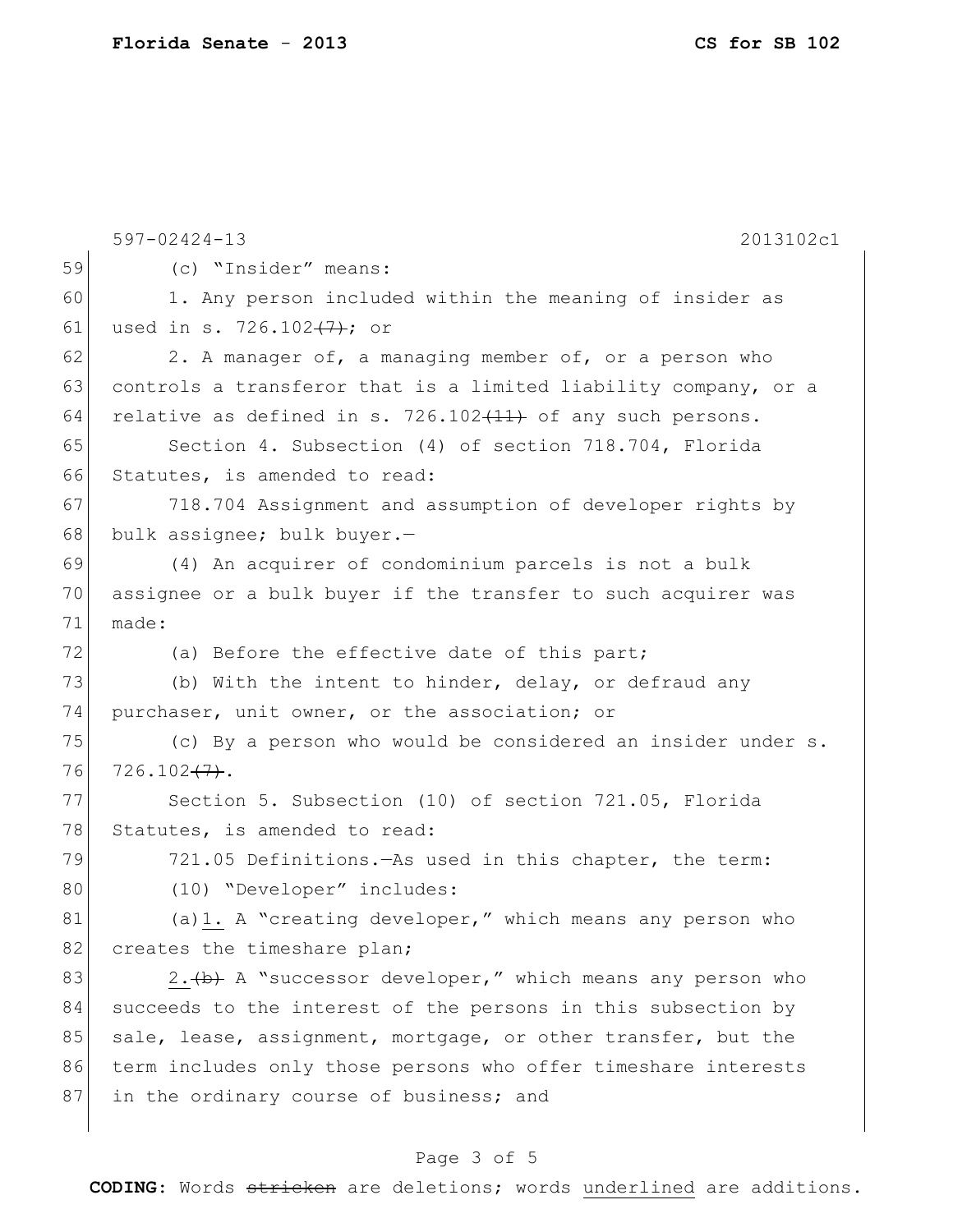597-02424-13 2013102c1

59 (c) "Insider" means:

60 1. Any person included within the meaning of insider as

61 used in s. 726.102~~(7)~~; or

62 2. A manager of, a managing member of, or a person who

63 controls a transferor that is a limited liability company, or a

64 relative as defined in s. 726.102~~(11)~~ of any such persons.

65 Section 4. Subsection (4) of section 718.704, Florida

66 Statutes, is amended to read:

67 718.704 Assignment and assumption of developer rights by

68 bulk assignee; bulk buyer.—

69 (4) An acquirer of condominium parcels is not a bulk

70 assignee or a bulk buyer if the transfer to such acquirer was

71 made:

72 (a) Before the effective date of this part;

73 (b) With the intent to hinder, delay, or defraud any

74 purchaser, unit owner, or the association; or

75 (c) By a person who would be considered an insider under s.

76 726.102~~(7)~~.

77 Section 5. Subsection (10) of section 721.05, Florida

78 Statutes, is amended to read:

79 721.05 Definitions.—As used in this chapter, the term:

80 (10) "Developer" includes:

81 (a)<u>1.</u> A "creating developer," which means any person who

82 creates the timeshare plan;

83 <u>2.</u>~~(b)~~ A "successor developer," which means any person who

84 succeeds to the interest of the persons in this subsection by

85 sale, lease, assignment, mortgage, or other transfer, but the

86 term includes only those persons who offer timeshare interests

87 in the ordinary course of business; and

**CODING:** Words ~~stricken~~ are deletions; words <u>underlined</u> are additions.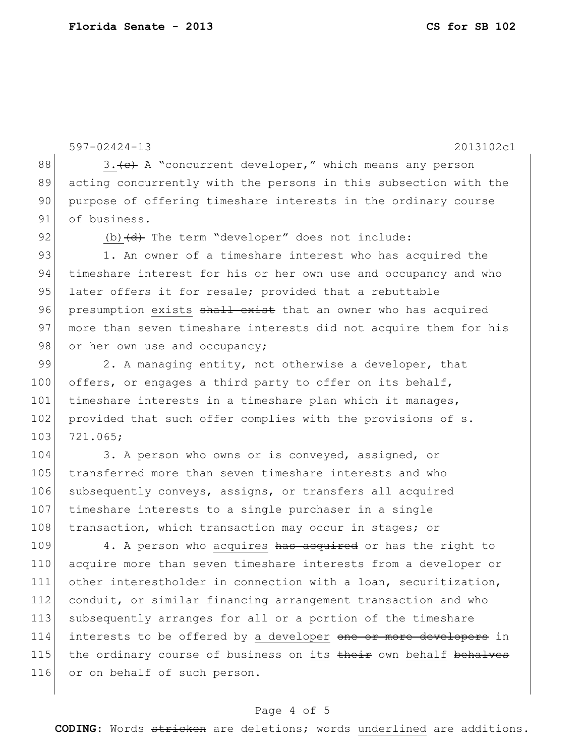3.~~(c)~~ A "concurrent developer," which means any person acting concurrently with the persons in this subsection with the purpose of offering timeshare interests in the ordinary course of business.

(b)~~(d)~~ The term "developer" does not include:

1. An owner of a timeshare interest who has acquired the timeshare interest for his or her own use and occupancy and who later offers it for resale; provided that a rebuttable presumption exists ~~shall exist~~ that an owner who has acquired more than seven timeshare interests did not acquire them for his or her own use and occupancy;

2. A managing entity, not otherwise a developer, that offers, or engages a third party to offer on its behalf, timeshare interests in a timeshare plan which it manages, provided that such offer complies with the provisions of s. 721.065;

3. A person who owns or is conveyed, assigned, or transferred more than seven timeshare interests and who subsequently conveys, assigns, or transfers all acquired timeshare interests to a single purchaser in a single transaction, which transaction may occur in stages; or

4. A person who acquires ~~has acquired~~ or has the right to acquire more than seven timeshare interests from a developer or other interestholder in connection with a loan, securitization, conduit, or similar financing arrangement transaction and who subsequently arranges for all or a portion of the timeshare interests to be offered by a developer ~~one or more developers~~ in the ordinary course of business on its ~~their~~ own behalf ~~behalves~~ or on behalf of such person.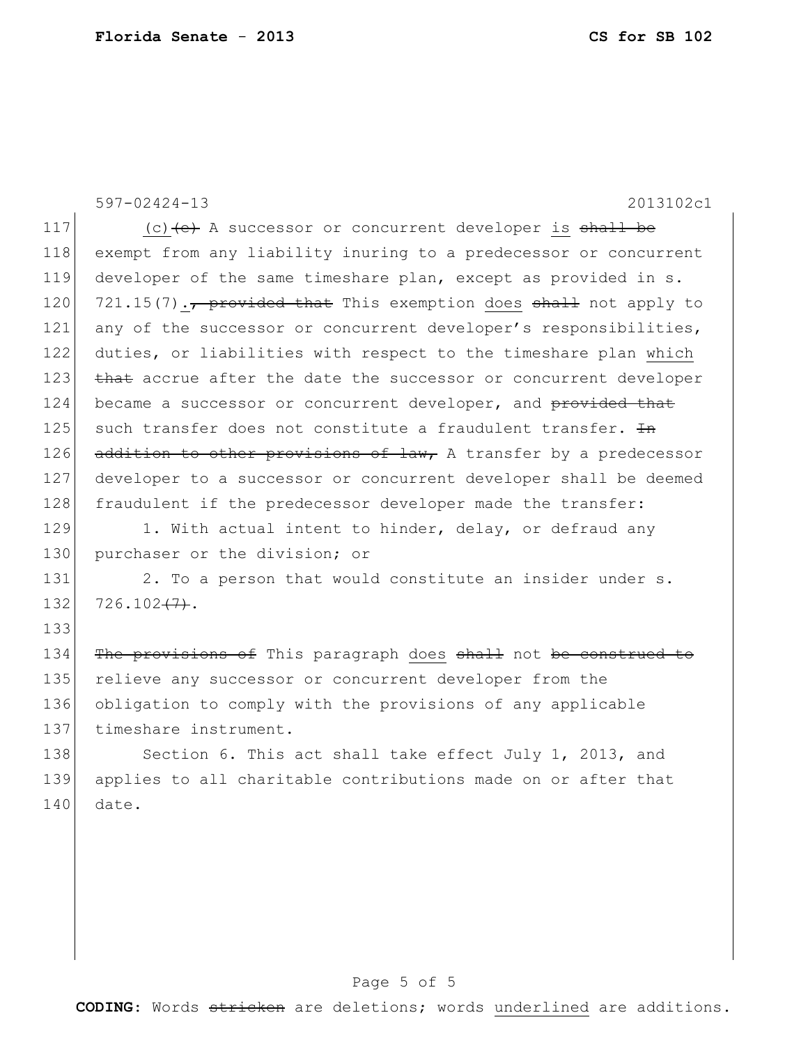597-02424-13 2013102c1

117 (c)~~(c)~~ A successor or concurrent developer <u>is</u> ~~shall be~~
118 exempt from any liability inuring to a predecessor or concurrent
119 developer of the same timeshare plan, except as provided in s.
120 721.15(7)<u>.</u>~~, provided that~~ This exemption <u>does</u> ~~shall~~ not apply to
121 any of the successor or concurrent developer's responsibilities,
122 duties, or liabilities with respect to the timeshare plan <u>which</u>
123 ~~that~~ accrue after the date the successor or concurrent developer
124 became a successor or concurrent developer, and ~~provided that~~
125 such transfer does not constitute a fraudulent transfer. ~~In~~
126 ~~addition to other provisions of law,~~ A transfer by a predecessor
127 developer to a successor or concurrent developer shall be deemed
128 fraudulent if the predecessor developer made the transfer:

129 1. With actual intent to hinder, delay, or defraud any
130 purchaser or the division; or

131 2. To a person that would constitute an insider under s.
132 726.102~~(7)~~.

133

134 ~~The provisions of~~ This paragraph <u>does</u> ~~shall~~ not ~~be construed to~~
135 relieve any successor or concurrent developer from the
136 obligation to comply with the provisions of any applicable
137 timeshare instrument.

138 Section 6. This act shall take effect July 1, 2013, and
139 applies to all charitable contributions made on or after that
140 date.

**CODING:** Words ~~stricken~~ are deletions; words <u>underlined</u> are additions.